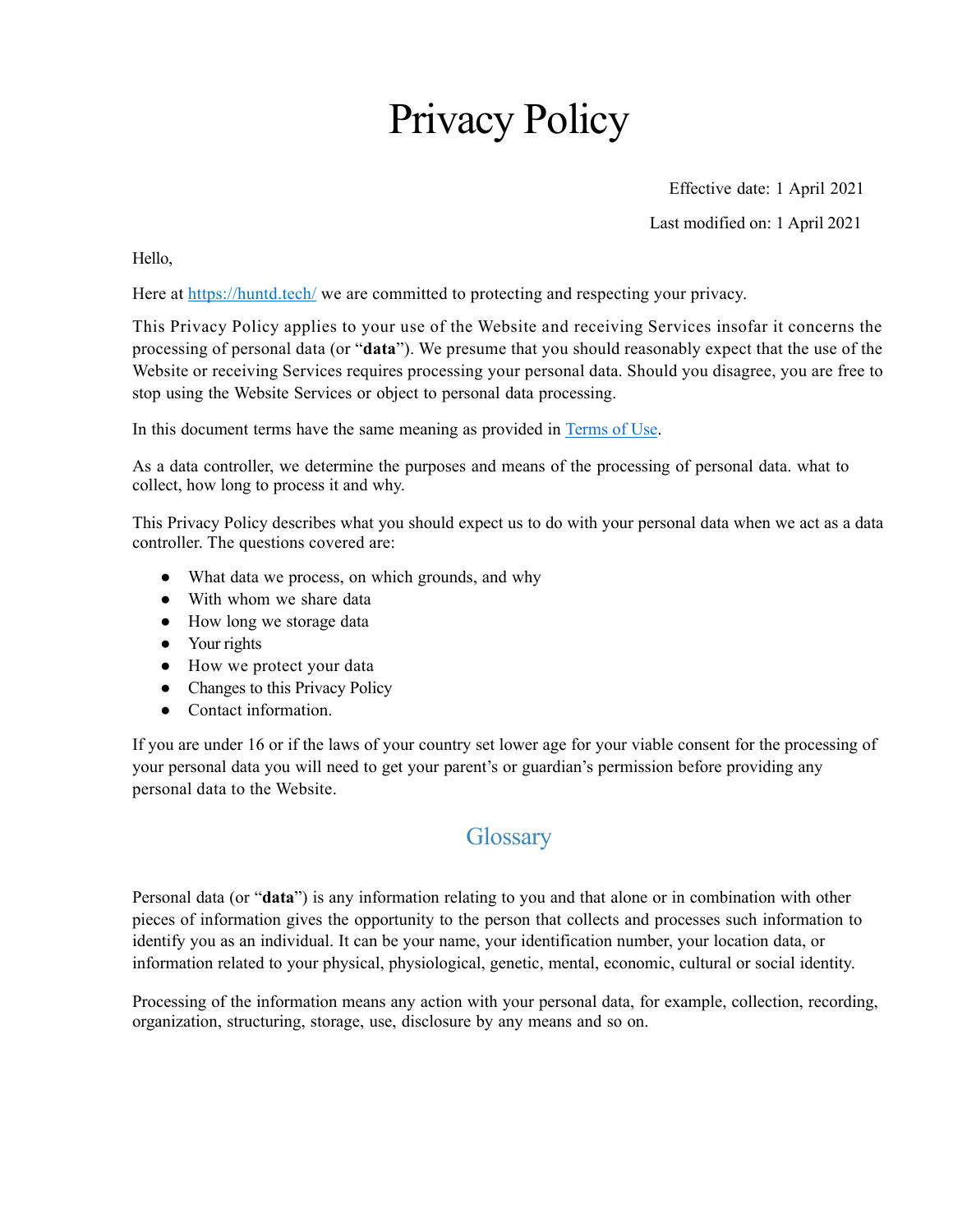# Privacy Policy

Effective date: 1 April 2021

Last modified on: 1 April 2021

Hello,

Here at [https://huntd.tech/](https://huntd.tech/) we are committed to protecting and respecting your privacy.

This Privacy Policy applies to your use of the Website and receiving Services insofar it concerns the processing of personal data (or "**data**"). We presume that you should reasonably expect that the use of the Website or receiving Services requires processing your personal data. Should you disagree, you are free to stop using the Website Services or object to personal data processing.

In this document terms have the same meaning as provided in [Terms of Use](#).

As a data controller, we determine the purposes and means of the processing of personal data. what to collect, how long to process it and why.

This Privacy Policy describes what you should expect us to do with your personal data when we act as a data controller. The questions covered are:

- What data we process, on which grounds, and why
- With whom we share data
- How long we storage data
- Your rights
- How we protect your data
- Changes to this Privacy Policy
- Contact information.

If you are under 16 or if the laws of your country set lower age for your viable consent for the processing of your personal data you will need to get your parent's or guardian's permission before providing any personal data to the Website.

## Glossary

Personal data (or "**data**") is any information relating to you and that alone or in combination with other pieces of information gives the opportunity to the person that collects and processes such information to identify you as an individual. It can be your name, your identification number, your location data, or information related to your physical, physiological, genetic, mental, economic, cultural or social identity.

Processing of the information means any action with your personal data, for example, collection, recording, organization, structuring, storage, use, disclosure by any means and so on.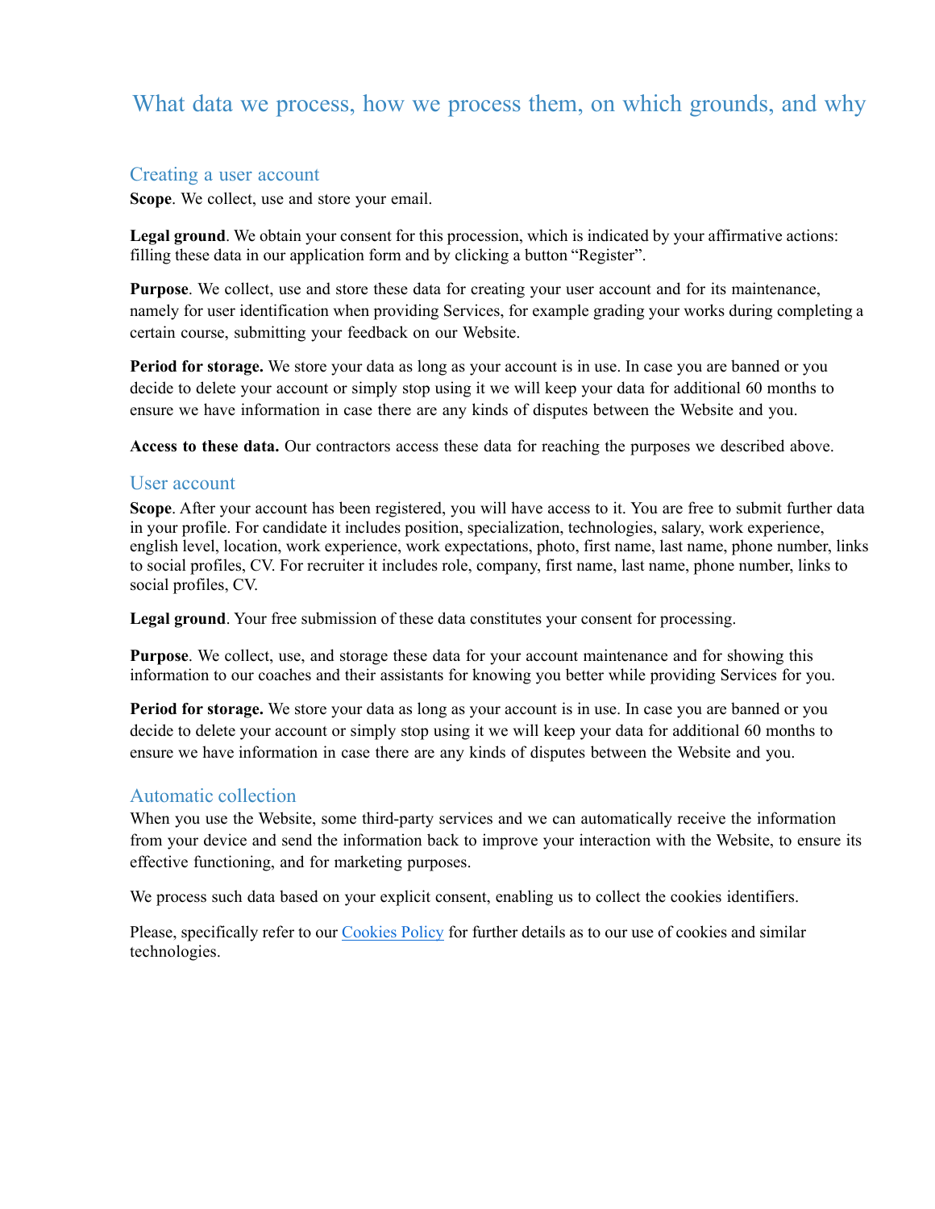# What data we process, how we process them, on which grounds, and why

## Creating a user account

**Scope**. We collect, use and store your email.

**Legal ground**. We obtain your consent for this procession, which is indicated by your affirmative actions: filling these data in our application form and by clicking a button "Register".

**Purpose**. We collect, use and store these data for creating your user account and for its maintenance, namely for user identification when providing Services, for example grading your works during completing a certain course, submitting your feedback on our Website.

**Period for storage.** We store your data as long as your account is in use. In case you are banned or you decide to delete your account or simply stop using it we will keep your data for additional 60 months to ensure we have information in case there are any kinds of disputes between the Website and you.

**Access to these data.** Our contractors access these data for reaching the purposes we described above.

## User account

**Scope**. After your account has been registered, you will have access to it. You are free to submit further data in your profile. For candidate it includes position, specialization, technologies, salary, work experience, english level, location, work experience, work expectations, photo, first name, last name, phone number, links to social profiles, CV. For recruiter it includes role, company, first name, last name, phone number, links to social profiles, CV.

**Legal ground**. Your free submission of these data constitutes your consent for processing.

**Purpose**. We collect, use, and storage these data for your account maintenance and for showing this information to our coaches and their assistants for knowing you better while providing Services for you.

**Period for storage.** We store your data as long as your account is in use. In case you are banned or you decide to delete your account or simply stop using it we will keep your data for additional 60 months to ensure we have information in case there are any kinds of disputes between the Website and you.

## Automatic collection

When you use the Website, some third-party services and we can automatically receive the information from your device and send the information back to improve your interaction with the Website, to ensure its effective functioning, and for marketing purposes.

We process such data based on your explicit consent, enabling us to collect the cookies identifiers.

Please, specifically refer to our Cookies Policy for further details as to our use of cookies and similar technologies.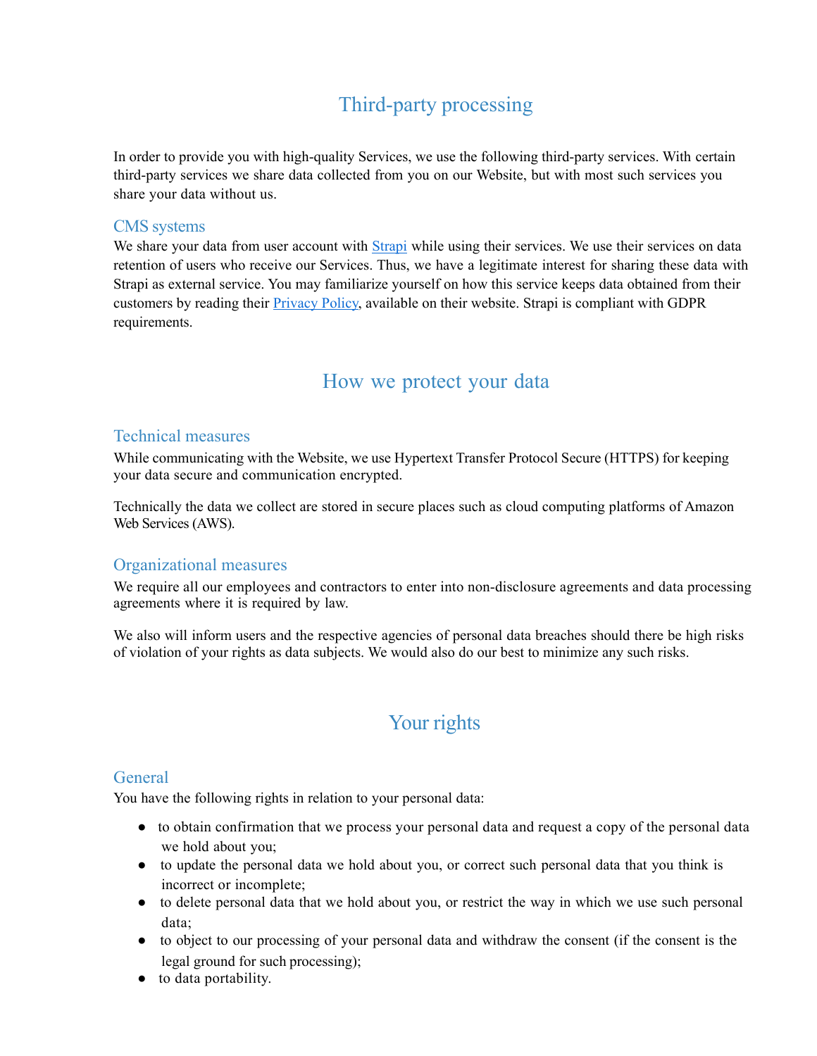# Third-party processing

In order to provide you with high-quality Services, we use the following third-party services. With certain third-party services we share data collected from you on our Website, but with most such services you share your data without us.

## CMS systems

We share your data from user account with Strapi while using their services. We use their services on data retention of users who receive our Services. Thus, we have a legitimate interest for sharing these data with Strapi as external service. You may familiarize yourself on how this service keeps data obtained from their customers by reading their Privacy Policy, available on their website. Strapi is compliant with GDPR requirements.

# How we protect your data

## Technical measures

While communicating with the Website, we use Hypertext Transfer Protocol Secure (HTTPS) for keeping your data secure and communication encrypted.

Technically the data we collect are stored in secure places such as cloud computing platforms of Amazon Web Services (AWS).

## Organizational measures

We require all our employees and contractors to enter into non-disclosure agreements and data processing agreements where it is required by law.

We also will inform users and the respective agencies of personal data breaches should there be high risks of violation of your rights as data subjects. We would also do our best to minimize any such risks.

# Your rights

## General

You have the following rights in relation to your personal data:

- to obtain confirmation that we process your personal data and request a copy of the personal data we hold about you;
- to update the personal data we hold about you, or correct such personal data that you think is incorrect or incomplete;
- to delete personal data that we hold about you, or restrict the way in which we use such personal data;
- to object to our processing of your personal data and withdraw the consent (if the consent is the legal ground for such processing);
- to data portability.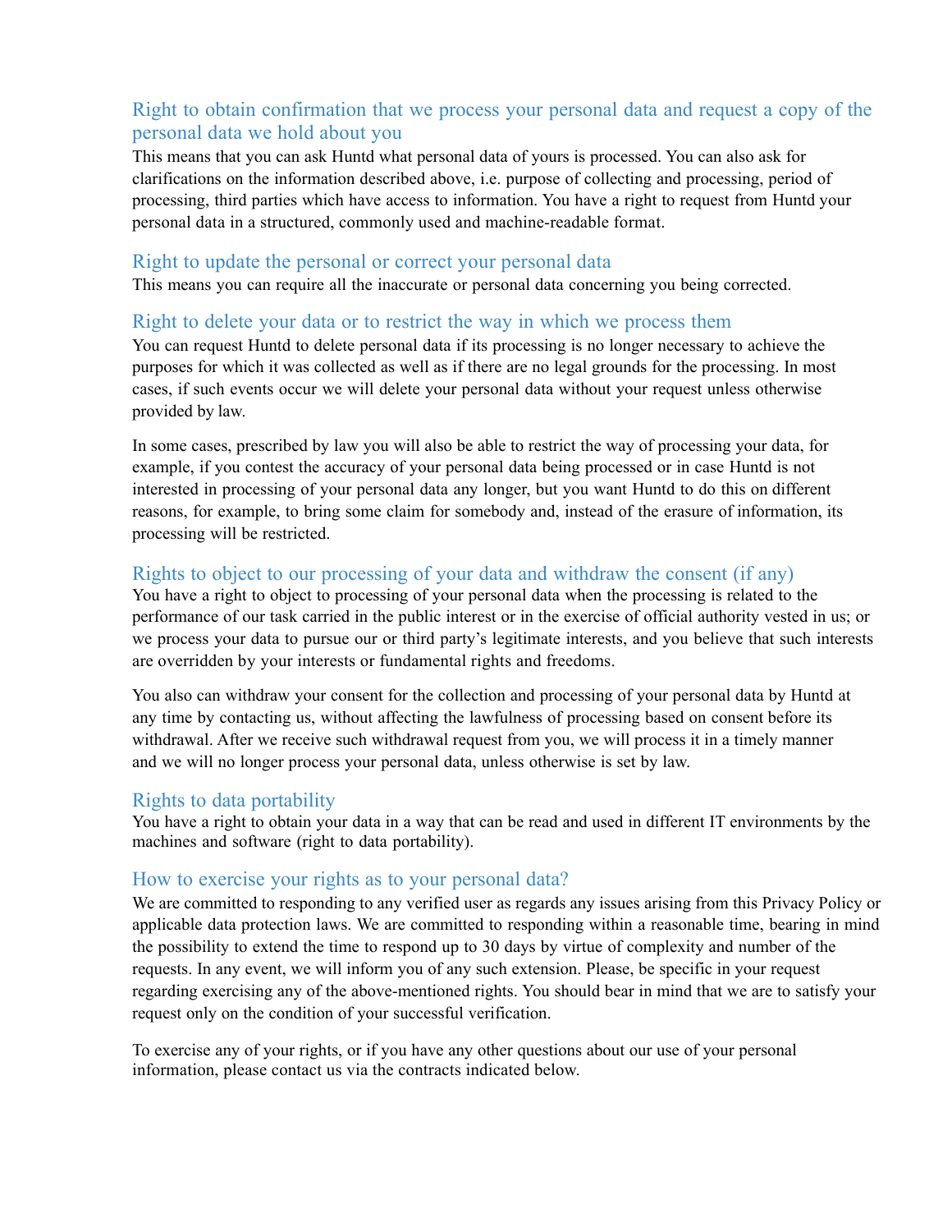### Right to obtain confirmation that we process your personal data and request a copy of the personal data we hold about you

This means that you can ask Huntd what personal data of yours is processed. You can also ask for clarifications on the information described above, i.e. purpose of collecting and processing, period of processing, third parties which have access to information. You have a right to request from Huntd your personal data in a structured, commonly used and machine-readable format.

### Right to update the personal or correct your personal data

This means you can require all the inaccurate or personal data concerning you being corrected.

### Right to delete your data or to restrict the way in which we process them

You can request Huntd to delete personal data if its processing is no longer necessary to achieve the purposes for which it was collected as well as if there are no legal grounds for the processing. In most cases, if such events occur we will delete your personal data without your request unless otherwise provided by law.

In some cases, prescribed by law you will also be able to restrict the way of processing your data, for example, if you contest the accuracy of your personal data being processed or in case Huntd is not interested in processing of your personal data any longer, but you want Huntd to do this on different reasons, for example, to bring some claim for somebody and, instead of the erasure of information, its processing will be restricted.

### Rights to object to our processing of your data and withdraw the consent (if any)

You have a right to object to processing of your personal data when the processing is related to the performance of our task carried in the public interest or in the exercise of official authority vested in us; or we process your data to pursue our or third party's legitimate interests, and you believe that such interests are overridden by your interests or fundamental rights and freedoms.

You also can withdraw your consent for the collection and processing of your personal data by Huntd at any time by contacting us, without affecting the lawfulness of processing based on consent before its withdrawal. After we receive such withdrawal request from you, we will process it in a timely manner and we will no longer process your personal data, unless otherwise is set by law.

### Rights to data portability

You have a right to obtain your data in a way that can be read and used in different IT environments by the machines and software (right to data portability).

### How to exercise your rights as to your personal data?

We are committed to responding to any verified user as regards any issues arising from this Privacy Policy or applicable data protection laws. We are committed to responding within a reasonable time, bearing in mind the possibility to extend the time to respond up to 30 days by virtue of complexity and number of the requests. In any event, we will inform you of any such extension. Please, be specific in your request regarding exercising any of the above-mentioned rights. You should bear in mind that we are to satisfy your request only on the condition of your successful verification.

To exercise any of your rights, or if you have any other questions about our use of your personal information, please contact us via the contracts indicated below.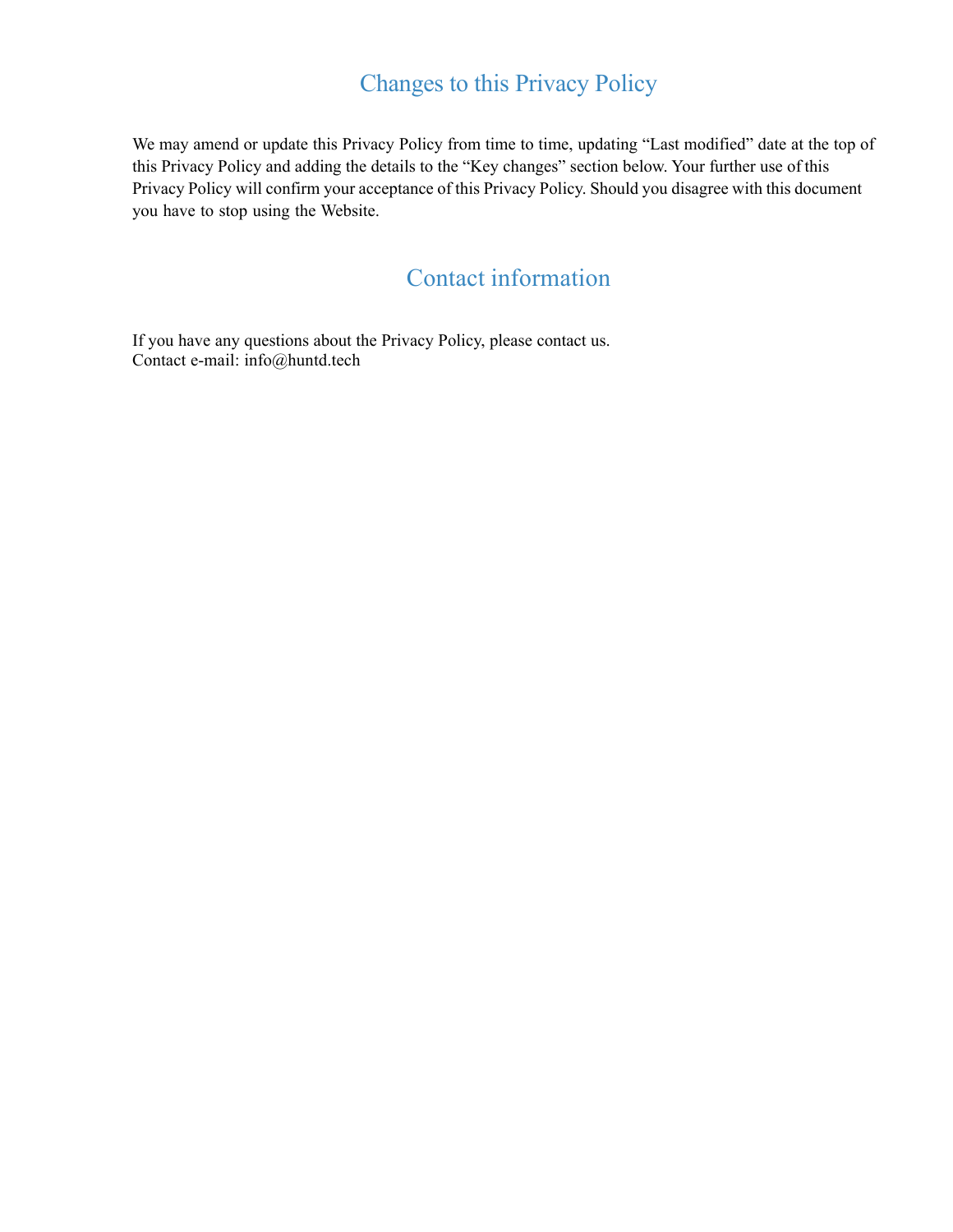## Changes to this Privacy Policy

We may amend or update this Privacy Policy from time to time, updating “Last modified” date at the top of this Privacy Policy and adding the details to the “Key changes” section below. Your further use of this Privacy Policy will confirm your acceptance of this Privacy Policy. Should you disagree with this document you have to stop using the Website.

## Contact information

If you have any questions about the Privacy Policy, please contact us.
Contact e-mail: info@huntd.tech